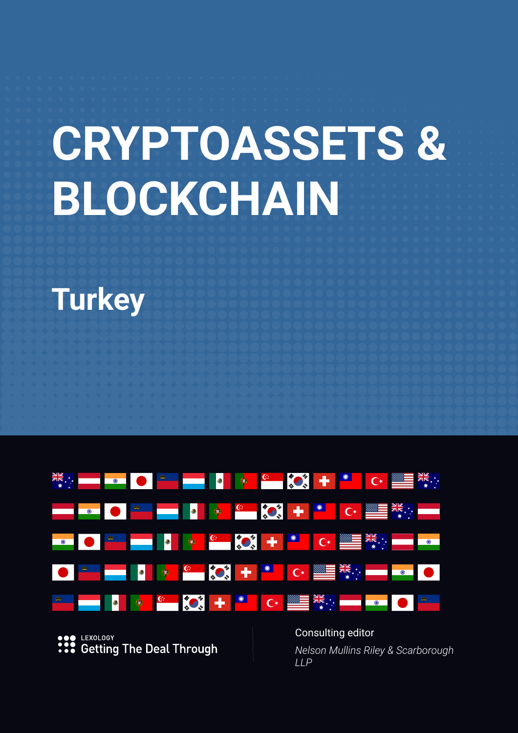# CRYPTOASSETS & BLOCKCHAIN

## Turkey

LEXOLOGY
Getting The Deal Through

Consulting editor

*Nelson Mullins Riley & Scarborough LLP*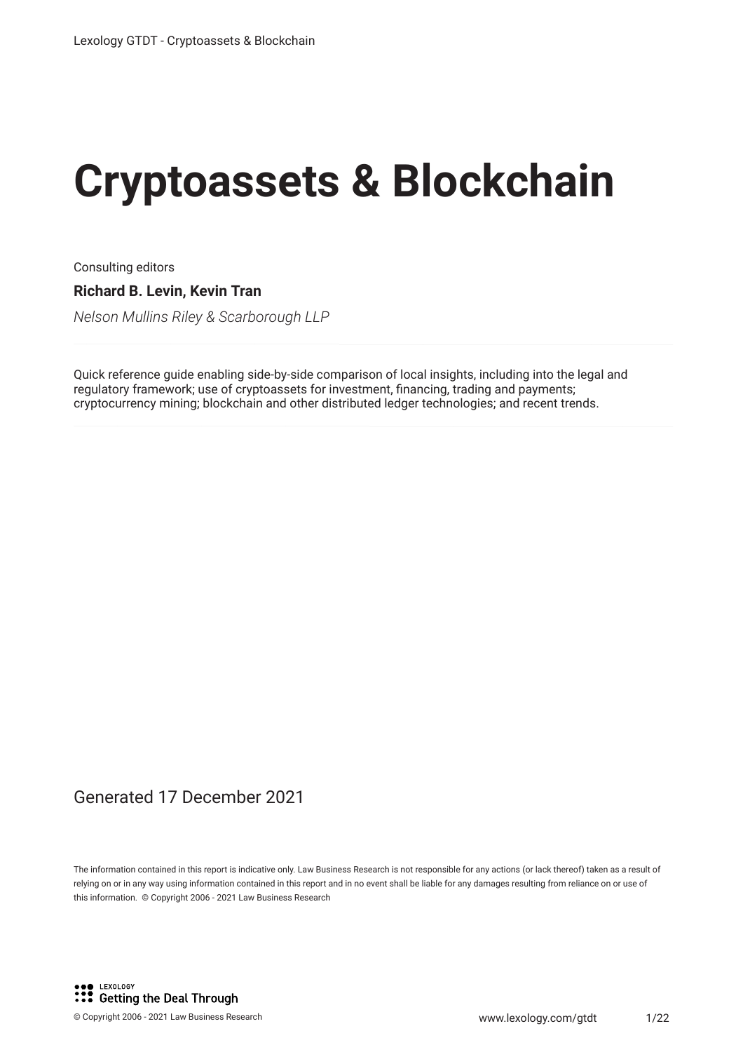# Cryptoassets & Blockchain

Consulting editors

**Richard B. Levin, Kevin Tran**

*Nelson Mullins Riley & Scarborough LLP*

Quick reference guide enabling side-by-side comparison of local insights, including into the legal and regulatory framework; use of cryptoassets for investment, financing, trading and payments; cryptocurrency mining; blockchain and other distributed ledger technologies; and recent trends.

Generated 17 December 2021

The information contained in this report is indicative only. Law Business Research is not responsible for any actions (or lack thereof) taken as a result of relying on or in any way using information contained in this report and in no event shall be liable for any damages resulting from reliance on or use of this information. © Copyright 2006 - 2021 Law Business Research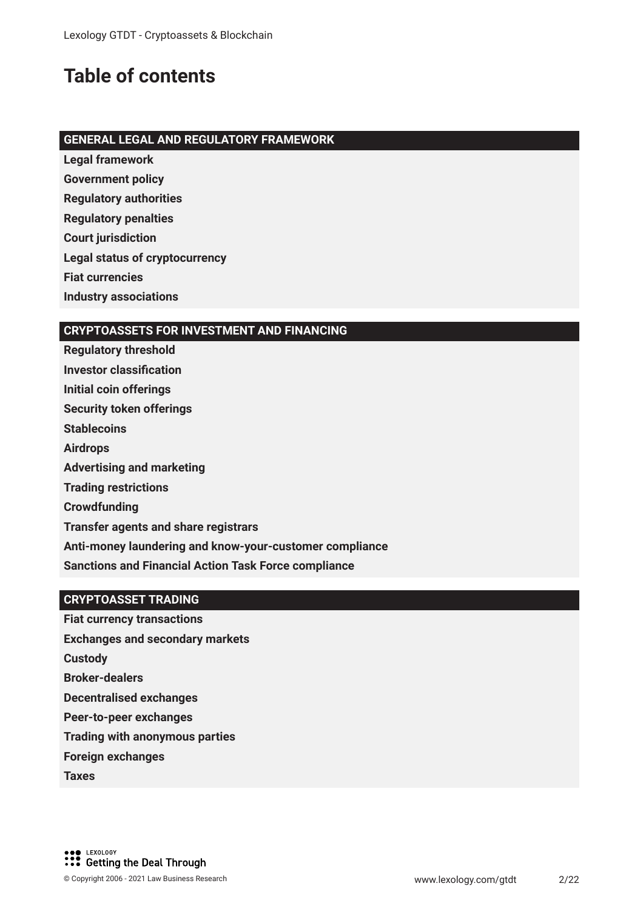# Table of contents

## GENERAL LEGAL AND REGULATORY FRAMEWORK

**Legal framework**

**Government policy**

**Regulatory authorities**

**Regulatory penalties**

**Court jurisdiction**

**Legal status of cryptocurrency**

**Fiat currencies**

**Industry associations**

## CRYPTOASSETS FOR INVESTMENT AND FINANCING

**Regulatory threshold**

**Investor classification**

**Initial coin offerings**

**Security token offerings**

**Stablecoins**

**Airdrops**

**Advertising and marketing**

**Trading restrictions**

**Crowdfunding**

**Transfer agents and share registrars**

**Anti-money laundering and know-your-customer compliance**

**Sanctions and Financial Action Task Force compliance**

## CRYPTOASSET TRADING

**Fiat currency transactions**

**Exchanges and secondary markets**

**Custody**

**Broker-dealers**

**Decentralised exchanges**

**Peer-to-peer exchanges**

**Trading with anonymous parties**

**Foreign exchanges**

**Taxes**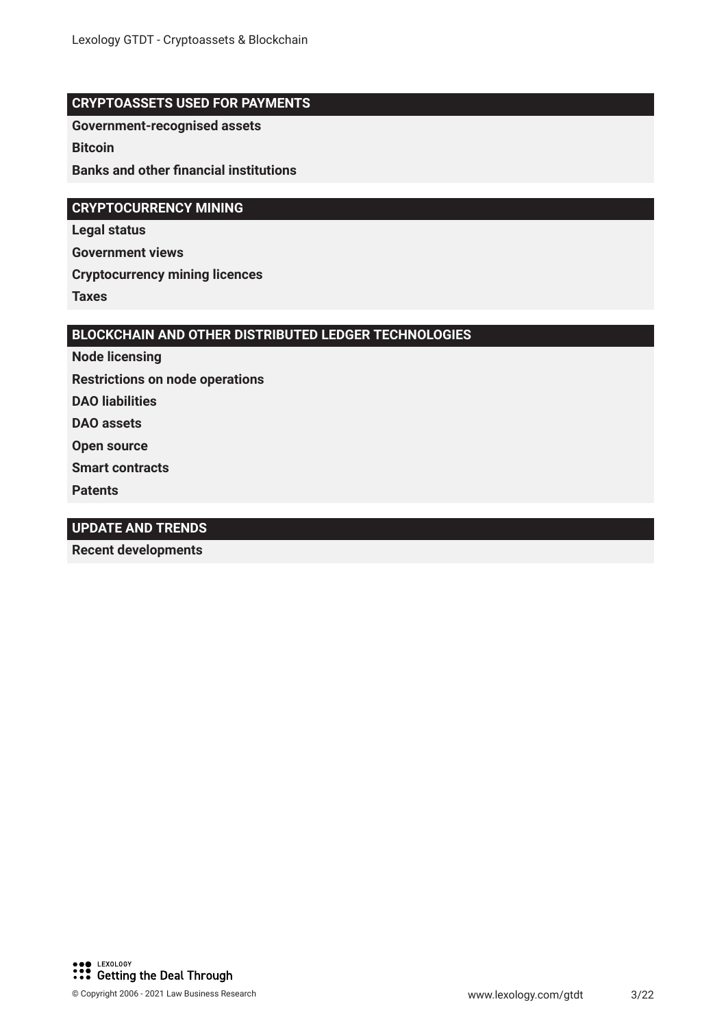## CRYPTOASSETS USED FOR PAYMENTS

**Government-recognised assets**

**Bitcoin**

**Banks and other financial institutions**

## CRYPTOCURRENCY MINING

**Legal status**

**Government views**

**Cryptocurrency mining licences**

**Taxes**

## BLOCKCHAIN AND OTHER DISTRIBUTED LEDGER TECHNOLOGIES

**Node licensing**

**Restrictions on node operations**

**DAO liabilities**

**DAO assets**

**Open source**

**Smart contracts**

**Patents**

## UPDATE AND TRENDS

**Recent developments**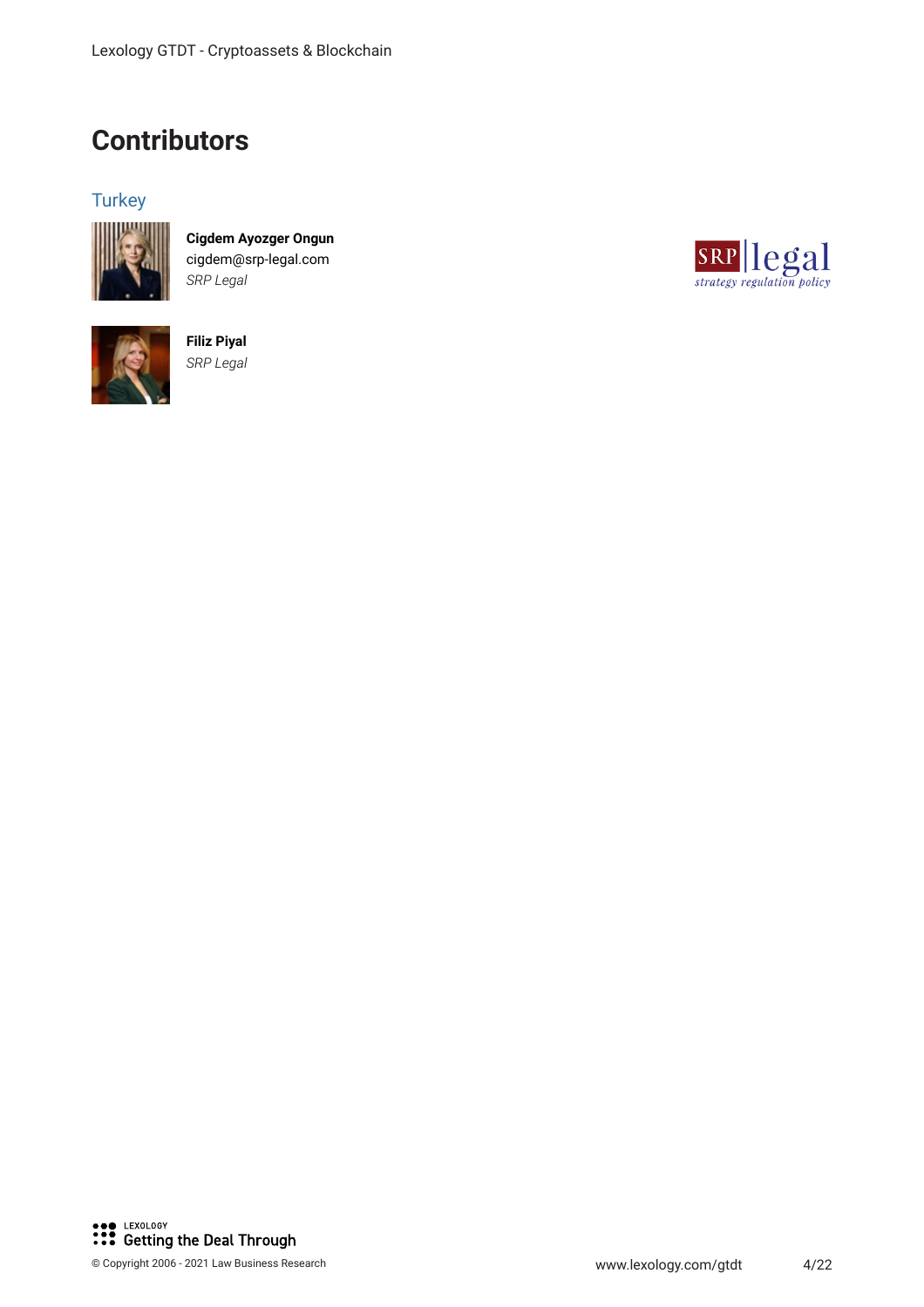# Contributors

## Turkey

**Cigdem Ayozger Ongun**
cigdem@srp-legal.com
*SRP Legal*

**Filiz Piyal**
*SRP Legal*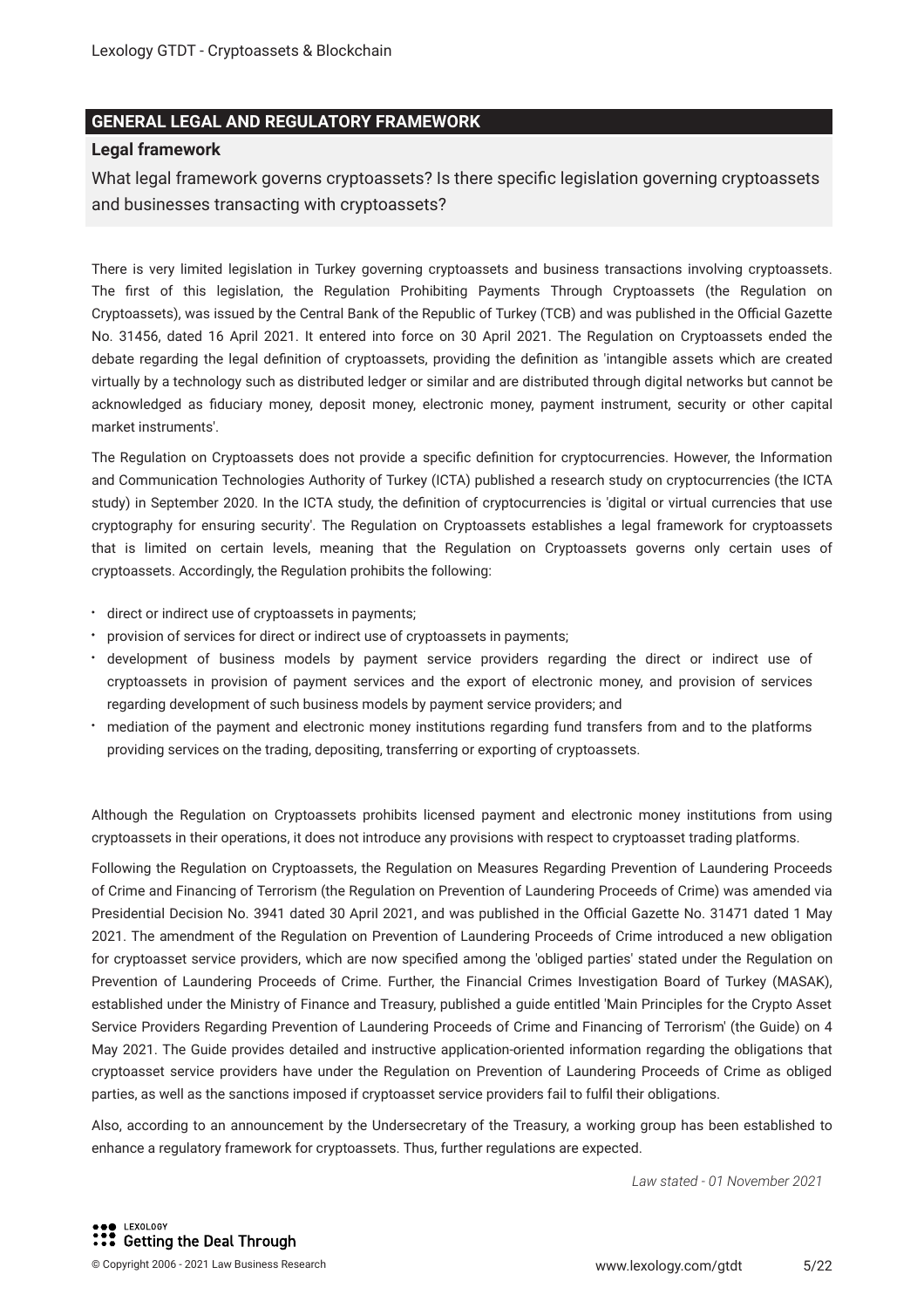## GENERAL LEGAL AND REGULATORY FRAMEWORK

### Legal framework

What legal framework governs cryptoassets? Is there specific legislation governing cryptoassets and businesses transacting with cryptoassets?

There is very limited legislation in Turkey governing cryptoassets and business transactions involving cryptoassets. The first of this legislation, the Regulation Prohibiting Payments Through Cryptoassets (the Regulation on Cryptoassets), was issued by the Central Bank of the Republic of Turkey (TCB) and was published in the Official Gazette No. 31456, dated 16 April 2021. It entered into force on 30 April 2021. The Regulation on Cryptoassets ended the debate regarding the legal definition of cryptoassets, providing the definition as 'intangible assets which are created virtually by a technology such as distributed ledger or similar and are distributed through digital networks but cannot be acknowledged as fiduciary money, deposit money, electronic money, payment instrument, security or other capital market instruments'.

The Regulation on Cryptoassets does not provide a specific definition for cryptocurrencies. However, the Information and Communication Technologies Authority of Turkey (ICTA) published a research study on cryptocurrencies (the ICTA study) in September 2020. In the ICTA study, the definition of cryptocurrencies is 'digital or virtual currencies that use cryptography for ensuring security'. The Regulation on Cryptoassets establishes a legal framework for cryptoassets that is limited on certain levels, meaning that the Regulation on Cryptoassets governs only certain uses of cryptoassets. Accordingly, the Regulation prohibits the following:

- direct or indirect use of cryptoassets in payments;
- provision of services for direct or indirect use of cryptoassets in payments;
- development of business models by payment service providers regarding the direct or indirect use of cryptoassets in provision of payment services and the export of electronic money, and provision of services regarding development of such business models by payment service providers; and
- mediation of the payment and electronic money institutions regarding fund transfers from and to the platforms providing services on the trading, depositing, transferring or exporting of cryptoassets.

Although the Regulation on Cryptoassets prohibits licensed payment and electronic money institutions from using cryptoassets in their operations, it does not introduce any provisions with respect to cryptoasset trading platforms.

Following the Regulation on Cryptoassets, the Regulation on Measures Regarding Prevention of Laundering Proceeds of Crime and Financing of Terrorism (the Regulation on Prevention of Laundering Proceeds of Crime) was amended via Presidential Decision No. 3941 dated 30 April 2021, and was published in the Official Gazette No. 31471 dated 1 May 2021. The amendment of the Regulation on Prevention of Laundering Proceeds of Crime introduced a new obligation for cryptoasset service providers, which are now specified among the 'obliged parties' stated under the Regulation on Prevention of Laundering Proceeds of Crime. Further, the Financial Crimes Investigation Board of Turkey (MASAK), established under the Ministry of Finance and Treasury, published a guide entitled 'Main Principles for the Crypto Asset Service Providers Regarding Prevention of Laundering Proceeds of Crime and Financing of Terrorism' (the Guide) on 4 May 2021. The Guide provides detailed and instructive application-oriented information regarding the obligations that cryptoasset service providers have under the Regulation on Prevention of Laundering Proceeds of Crime as obliged parties, as well as the sanctions imposed if cryptoasset service providers fail to fulfil their obligations.

Also, according to an announcement by the Undersecretary of the Treasury, a working group has been established to enhance a regulatory framework for cryptoassets. Thus, further regulations are expected.

*Law stated - 01 November 2021*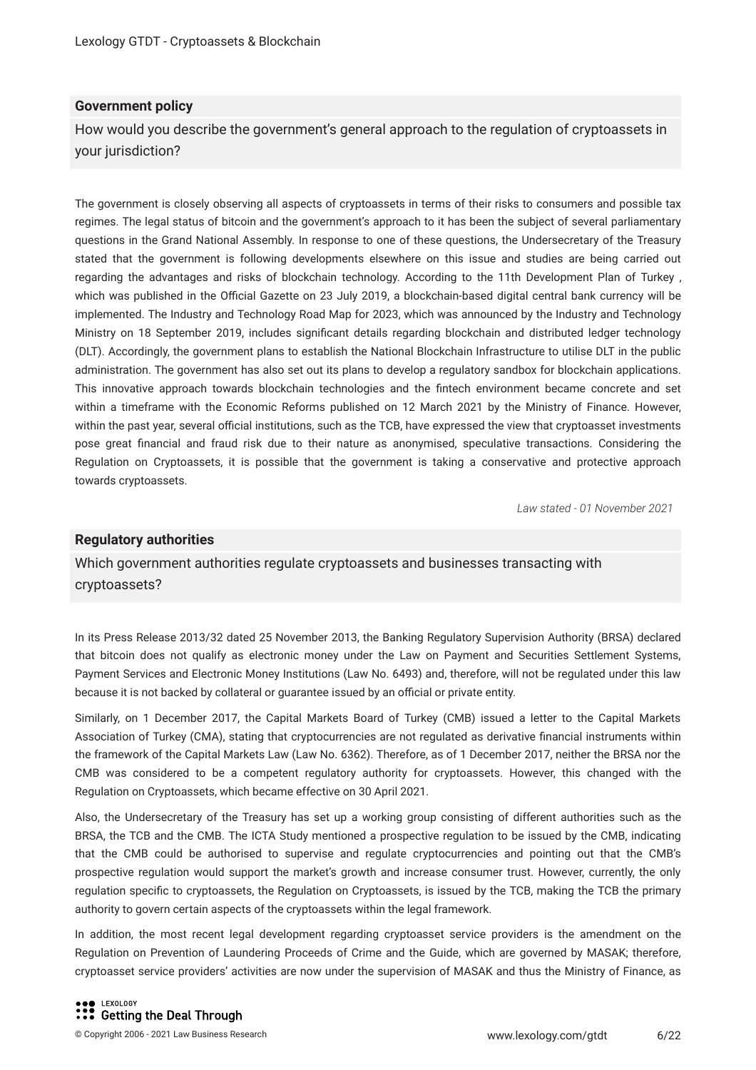## Government policy

How would you describe the government's general approach to the regulation of cryptoassets in your jurisdiction?

The government is closely observing all aspects of cryptoassets in terms of their risks to consumers and possible tax regimes. The legal status of bitcoin and the government's approach to it has been the subject of several parliamentary questions in the Grand National Assembly. In response to one of these questions, the Undersecretary of the Treasury stated that the government is following developments elsewhere on this issue and studies are being carried out regarding the advantages and risks of blockchain technology. According to the 11th Development Plan of Turkey , which was published in the Official Gazette on 23 July 2019, a blockchain-based digital central bank currency will be implemented. The Industry and Technology Road Map for 2023, which was announced by the Industry and Technology Ministry on 18 September 2019, includes significant details regarding blockchain and distributed ledger technology (DLT). Accordingly, the government plans to establish the National Blockchain Infrastructure to utilise DLT in the public administration. The government has also set out its plans to develop a regulatory sandbox for blockchain applications. This innovative approach towards blockchain technologies and the fintech environment became concrete and set within a timeframe with the Economic Reforms published on 12 March 2021 by the Ministry of Finance. However, within the past year, several official institutions, such as the TCB, have expressed the view that cryptoasset investments pose great financial and fraud risk due to their nature as anonymised, speculative transactions. Considering the Regulation on Cryptoassets, it is possible that the government is taking a conservative and protective approach towards cryptoassets.

*Law stated - 01 November 2021*

## Regulatory authorities

Which government authorities regulate cryptoassets and businesses transacting with cryptoassets?

In its Press Release 2013/32 dated 25 November 2013, the Banking Regulatory Supervision Authority (BRSA) declared that bitcoin does not qualify as electronic money under the Law on Payment and Securities Settlement Systems, Payment Services and Electronic Money Institutions (Law No. 6493) and, therefore, will not be regulated under this law because it is not backed by collateral or guarantee issued by an official or private entity.

Similarly, on 1 December 2017, the Capital Markets Board of Turkey (CMB) issued a letter to the Capital Markets Association of Turkey (CMA), stating that cryptocurrencies are not regulated as derivative financial instruments within the framework of the Capital Markets Law (Law No. 6362). Therefore, as of 1 December 2017, neither the BRSA nor the CMB was considered to be a competent regulatory authority for cryptoassets. However, this changed with the Regulation on Cryptoassets, which became effective on 30 April 2021.

Also, the Undersecretary of the Treasury has set up a working group consisting of different authorities such as the BRSA, the TCB and the CMB. The ICTA Study mentioned a prospective regulation to be issued by the CMB, indicating that the CMB could be authorised to supervise and regulate cryptocurrencies and pointing out that the CMB's prospective regulation would support the market's growth and increase consumer trust. However, currently, the only regulation specific to cryptoassets, the Regulation on Cryptoassets, is issued by the TCB, making the TCB the primary authority to govern certain aspects of the cryptoassets within the legal framework.

In addition, the most recent legal development regarding cryptoasset service providers is the amendment on the Regulation on Prevention of Laundering Proceeds of Crime and the Guide, which are governed by MASAK; therefore, cryptoasset service providers' activities are now under the supervision of MASAK and thus the Ministry of Finance, as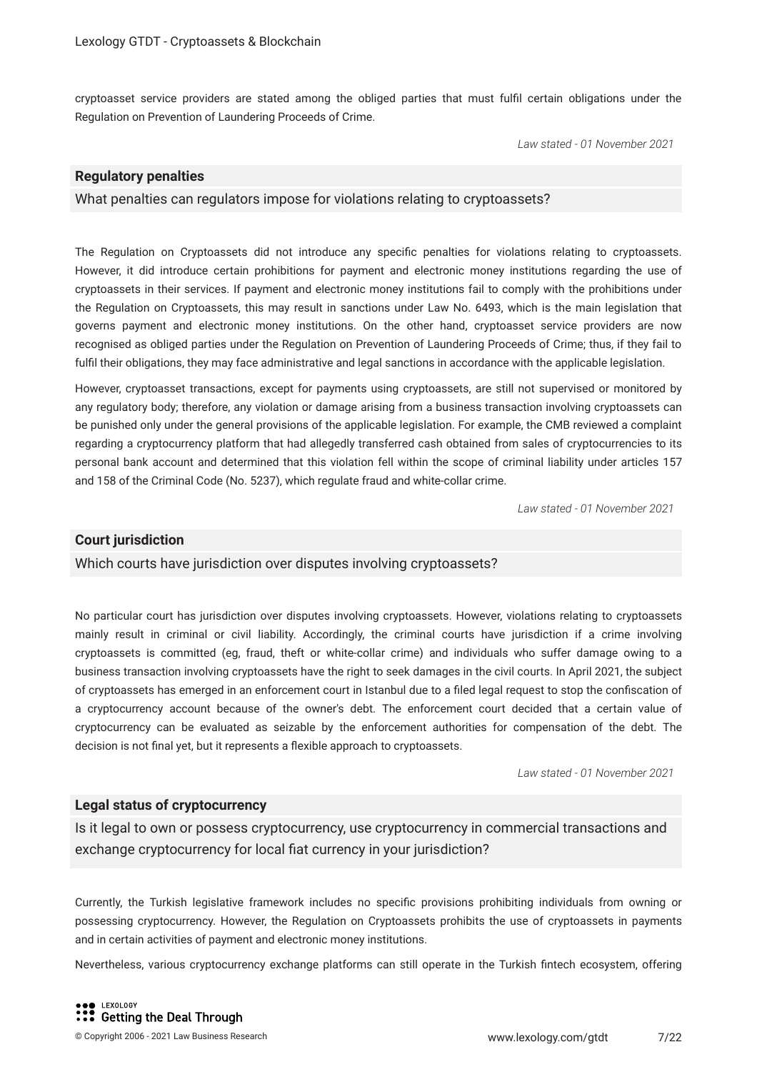cryptoasset service providers are stated among the obliged parties that must fulfil certain obligations under the Regulation on Prevention of Laundering Proceeds of Crime.

*Law stated - 01 November 2021*

### Regulatory penalties

What penalties can regulators impose for violations relating to cryptoassets?

The Regulation on Cryptoassets did not introduce any specific penalties for violations relating to cryptoassets. However, it did introduce certain prohibitions for payment and electronic money institutions regarding the use of cryptoassets in their services. If payment and electronic money institutions fail to comply with the prohibitions under the Regulation on Cryptoassets, this may result in sanctions under Law No. 6493, which is the main legislation that governs payment and electronic money institutions. On the other hand, cryptoasset service providers are now recognised as obliged parties under the Regulation on Prevention of Laundering Proceeds of Crime; thus, if they fail to fulfil their obligations, they may face administrative and legal sanctions in accordance with the applicable legislation.

However, cryptoasset transactions, except for payments using cryptoassets, are still not supervised or monitored by any regulatory body; therefore, any violation or damage arising from a business transaction involving cryptoassets can be punished only under the general provisions of the applicable legislation. For example, the CMB reviewed a complaint regarding a cryptocurrency platform that had allegedly transferred cash obtained from sales of cryptocurrencies to its personal bank account and determined that this violation fell within the scope of criminal liability under articles 157 and 158 of the Criminal Code (No. 5237), which regulate fraud and white-collar crime.

*Law stated - 01 November 2021*

### Court jurisdiction

Which courts have jurisdiction over disputes involving cryptoassets?

No particular court has jurisdiction over disputes involving cryptoassets. However, violations relating to cryptoassets mainly result in criminal or civil liability. Accordingly, the criminal courts have jurisdiction if a crime involving cryptoassets is committed (eg, fraud, theft or white-collar crime) and individuals who suffer damage owing to a business transaction involving cryptoassets have the right to seek damages in the civil courts. In April 2021, the subject of cryptoassets has emerged in an enforcement court in Istanbul due to a filed legal request to stop the confiscation of a cryptocurrency account because of the owner's debt. The enforcement court decided that a certain value of cryptocurrency can be evaluated as seizable by the enforcement authorities for compensation of the debt. The decision is not final yet, but it represents a flexible approach to cryptoassets.

*Law stated - 01 November 2021*

### Legal status of cryptocurrency

Is it legal to own or possess cryptocurrency, use cryptocurrency in commercial transactions and exchange cryptocurrency for local fiat currency in your jurisdiction?

Currently, the Turkish legislative framework includes no specific provisions prohibiting individuals from owning or possessing cryptocurrency. However, the Regulation on Cryptoassets prohibits the use of cryptoassets in payments and in certain activities of payment and electronic money institutions.

Nevertheless, various cryptocurrency exchange platforms can still operate in the Turkish fintech ecosystem, offering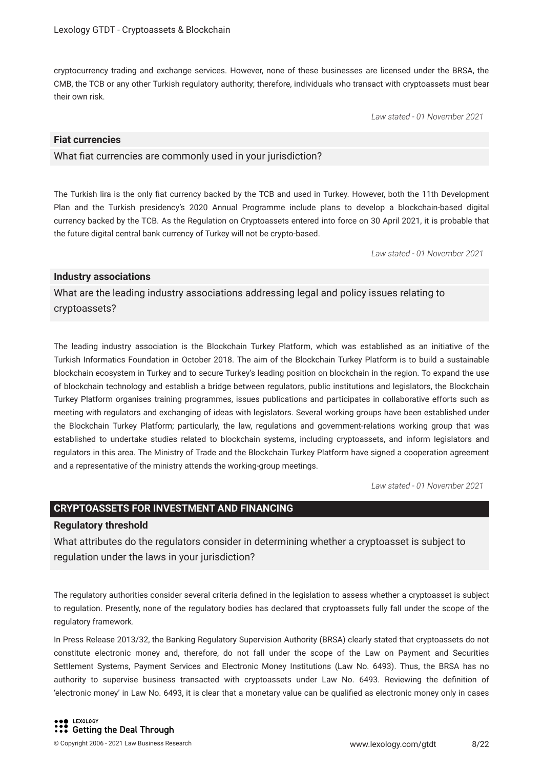cryptocurrency trading and exchange services. However, none of these businesses are licensed under the BRSA, the CMB, the TCB or any other Turkish regulatory authority; therefore, individuals who transact with cryptoassets must bear their own risk.

*Law stated - 01 November 2021*

### Fiat currencies

What fiat currencies are commonly used in your jurisdiction?

The Turkish lira is the only fiat currency backed by the TCB and used in Turkey. However, both the 11th Development Plan and the Turkish presidency's 2020 Annual Programme include plans to develop a blockchain-based digital currency backed by the TCB. As the Regulation on Cryptoassets entered into force on 30 April 2021, it is probable that the future digital central bank currency of Turkey will not be crypto-based.

*Law stated - 01 November 2021*

### Industry associations

What are the leading industry associations addressing legal and policy issues relating to cryptoassets?

The leading industry association is the Blockchain Turkey Platform, which was established as an initiative of the Turkish Informatics Foundation in October 2018. The aim of the Blockchain Turkey Platform is to build a sustainable blockchain ecosystem in Turkey and to secure Turkey's leading position on blockchain in the region. To expand the use of blockchain technology and establish a bridge between regulators, public institutions and legislators, the Blockchain Turkey Platform organises training programmes, issues publications and participates in collaborative efforts such as meeting with regulators and exchanging of ideas with legislators. Several working groups have been established under the Blockchain Turkey Platform; particularly, the law, regulations and government-relations working group that was established to undertake studies related to blockchain systems, including cryptoassets, and inform legislators and regulators in this area. The Ministry of Trade and the Blockchain Turkey Platform have signed a cooperation agreement and a representative of the ministry attends the working-group meetings.

*Law stated - 01 November 2021*

## CRYPTOASSETS FOR INVESTMENT AND FINANCING

### Regulatory threshold

What attributes do the regulators consider in determining whether a cryptoasset is subject to regulation under the laws in your jurisdiction?

The regulatory authorities consider several criteria defined in the legislation to assess whether a cryptoasset is subject to regulation. Presently, none of the regulatory bodies has declared that cryptoassets fully fall under the scope of the regulatory framework.

In Press Release 2013/32, the Banking Regulatory Supervision Authority (BRSA) clearly stated that cryptoassets do not constitute electronic money and, therefore, do not fall under the scope of the Law on Payment and Securities Settlement Systems, Payment Services and Electronic Money Institutions (Law No. 6493). Thus, the BRSA has no authority to supervise business transacted with cryptoassets under Law No. 6493. Reviewing the definition of 'electronic money' in Law No. 6493, it is clear that a monetary value can be qualified as electronic money only in cases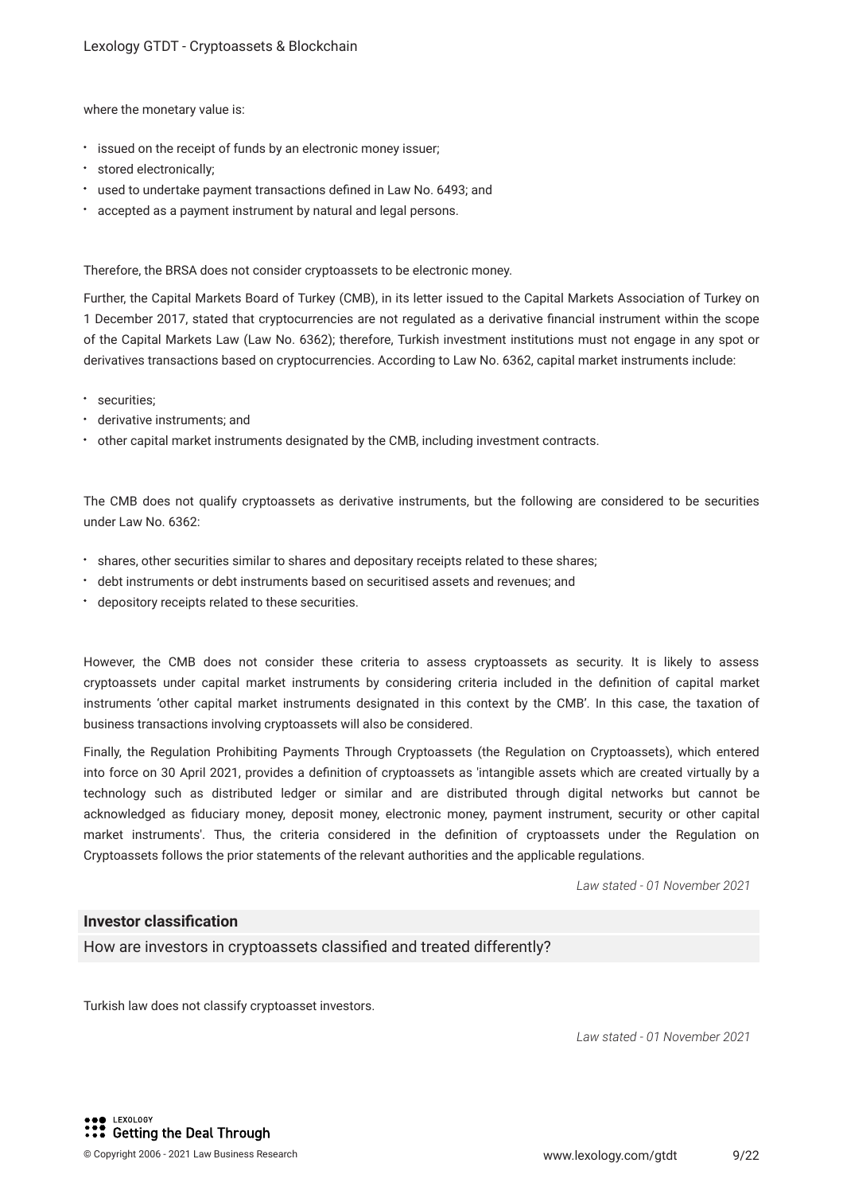where the monetary value is:

- issued on the receipt of funds by an electronic money issuer;
- stored electronically;
- used to undertake payment transactions defined in Law No. 6493; and
- accepted as a payment instrument by natural and legal persons.

Therefore, the BRSA does not consider cryptoassets to be electronic money.

Further, the Capital Markets Board of Turkey (CMB), in its letter issued to the Capital Markets Association of Turkey on 1 December 2017, stated that cryptocurrencies are not regulated as a derivative financial instrument within the scope of the Capital Markets Law (Law No. 6362); therefore, Turkish investment institutions must not engage in any spot or derivatives transactions based on cryptocurrencies. According to Law No. 6362, capital market instruments include:

- securities;
- derivative instruments; and
- other capital market instruments designated by the CMB, including investment contracts.

The CMB does not qualify cryptoassets as derivative instruments, but the following are considered to be securities under Law No. 6362:

- shares, other securities similar to shares and depositary receipts related to these shares;
- debt instruments or debt instruments based on securitised assets and revenues; and
- depository receipts related to these securities.

However, the CMB does not consider these criteria to assess cryptoassets as security. It is likely to assess cryptoassets under capital market instruments by considering criteria included in the definition of capital market instruments 'other capital market instruments designated in this context by the CMB'. In this case, the taxation of business transactions involving cryptoassets will also be considered.

Finally, the Regulation Prohibiting Payments Through Cryptoassets (the Regulation on Cryptoassets), which entered into force on 30 April 2021, provides a definition of cryptoassets as 'intangible assets which are created virtually by a technology such as distributed ledger or similar and are distributed through digital networks but cannot be acknowledged as fiduciary money, deposit money, electronic money, payment instrument, security or other capital market instruments'. Thus, the criteria considered in the definition of cryptoassets under the Regulation on Cryptoassets follows the prior statements of the relevant authorities and the applicable regulations.

*Law stated - 01 November 2021*

## Investor classification

How are investors in cryptoassets classified and treated differently?

Turkish law does not classify cryptoasset investors.

*Law stated - 01 November 2021*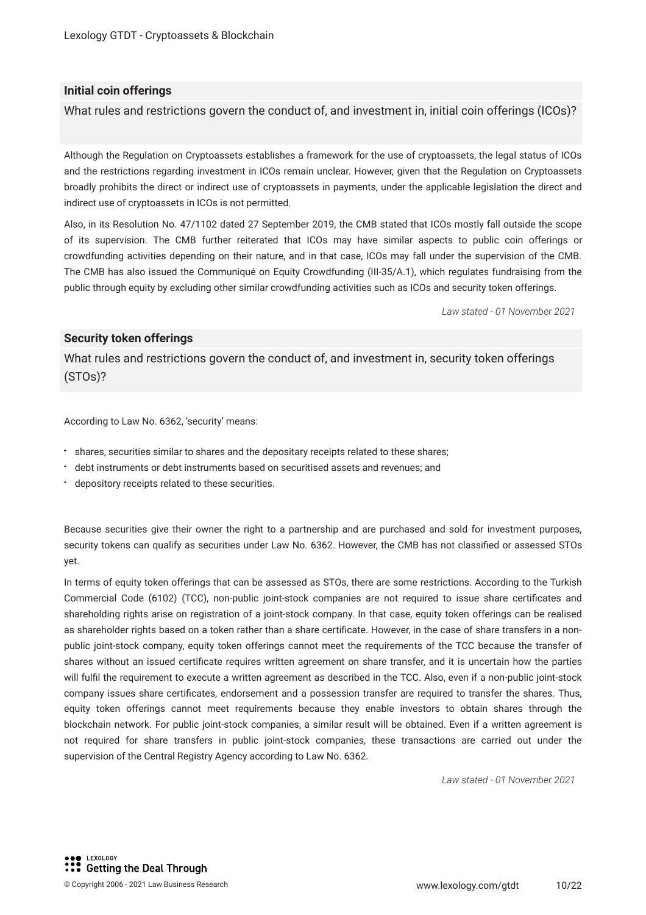## Initial coin offerings

What rules and restrictions govern the conduct of, and investment in, initial coin offerings (ICOs)?

Although the Regulation on Cryptoassets establishes a framework for the use of cryptoassets, the legal status of ICOs and the restrictions regarding investment in ICOs remain unclear. However, given that the Regulation on Cryptoassets broadly prohibits the direct or indirect use of cryptoassets in payments, under the applicable legislation the direct and indirect use of cryptoassets in ICOs is not permitted.

Also, in its Resolution No. 47/1102 dated 27 September 2019, the CMB stated that ICOs mostly fall outside the scope of its supervision. The CMB further reiterated that ICOs may have similar aspects to public coin offerings or crowdfunding activities depending on their nature, and in that case, ICOs may fall under the supervision of the CMB. The CMB has also issued the Communiqué on Equity Crowdfunding (III-35/A.1), which regulates fundraising from the public through equity by excluding other similar crowdfunding activities such as ICOs and security token offerings.

*Law stated - 01 November 2021*

## Security token offerings

What rules and restrictions govern the conduct of, and investment in, security token offerings (STOs)?

According to Law No. 6362, 'security' means:

- shares, securities similar to shares and the depositary receipts related to these shares;
- debt instruments or debt instruments based on securitised assets and revenues; and
- depository receipts related to these securities.

Because securities give their owner the right to a partnership and are purchased and sold for investment purposes, security tokens can qualify as securities under Law No. 6362. However, the CMB has not classified or assessed STOs yet.

In terms of equity token offerings that can be assessed as STOs, there are some restrictions. According to the Turkish Commercial Code (6102) (TCC), non-public joint-stock companies are not required to issue share certificates and shareholding rights arise on registration of a joint-stock company. In that case, equity token offerings can be realised as shareholder rights based on a token rather than a share certificate. However, in the case of share transfers in a non-public joint-stock company, equity token offerings cannot meet the requirements of the TCC because the transfer of shares without an issued certificate requires written agreement on share transfer, and it is uncertain how the parties will fulfil the requirement to execute a written agreement as described in the TCC. Also, even if a non-public joint-stock company issues share certificates, endorsement and a possession transfer are required to transfer the shares. Thus, equity token offerings cannot meet requirements because they enable investors to obtain shares through the blockchain network. For public joint-stock companies, a similar result will be obtained. Even if a written agreement is not required for share transfers in public joint-stock companies, these transactions are carried out under the supervision of the Central Registry Agency according to Law No. 6362.

*Law stated - 01 November 2021*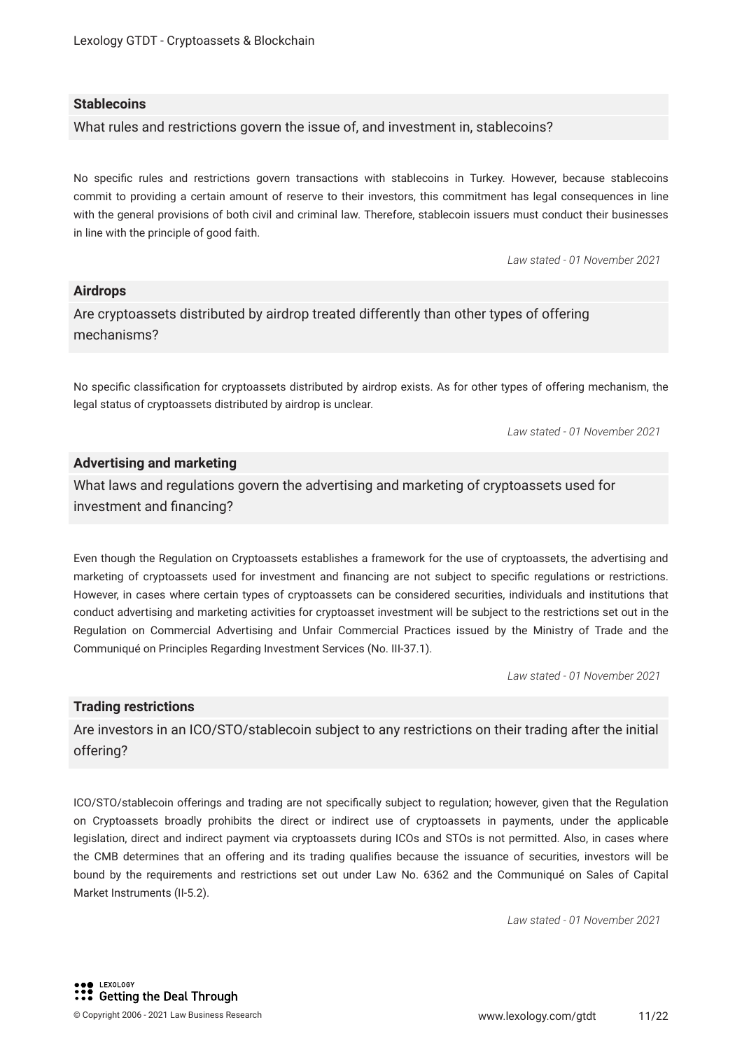### Stablecoins

What rules and restrictions govern the issue of, and investment in, stablecoins?

No specific rules and restrictions govern transactions with stablecoins in Turkey. However, because stablecoins commit to providing a certain amount of reserve to their investors, this commitment has legal consequences in line with the general provisions of both civil and criminal law. Therefore, stablecoin issuers must conduct their businesses in line with the principle of good faith.

*Law stated - 01 November 2021*

### Airdrops

Are cryptoassets distributed by airdrop treated differently than other types of offering mechanisms?

No specific classification for cryptoassets distributed by airdrop exists. As for other types of offering mechanism, the legal status of cryptoassets distributed by airdrop is unclear.

*Law stated - 01 November 2021*

### Advertising and marketing

What laws and regulations govern the advertising and marketing of cryptoassets used for investment and financing?

Even though the Regulation on Cryptoassets establishes a framework for the use of cryptoassets, the advertising and marketing of cryptoassets used for investment and financing are not subject to specific regulations or restrictions. However, in cases where certain types of cryptoassets can be considered securities, individuals and institutions that conduct advertising and marketing activities for cryptoasset investment will be subject to the restrictions set out in the Regulation on Commercial Advertising and Unfair Commercial Practices issued by the Ministry of Trade and the Communiqué on Principles Regarding Investment Services (No. III-37.1).

*Law stated - 01 November 2021*

### Trading restrictions

Are investors in an ICO/STO/stablecoin subject to any restrictions on their trading after the initial offering?

ICO/STO/stablecoin offerings and trading are not specifically subject to regulation; however, given that the Regulation on Cryptoassets broadly prohibits the direct or indirect use of cryptoassets in payments, under the applicable legislation, direct and indirect payment via cryptoassets during ICOs and STOs is not permitted. Also, in cases where the CMB determines that an offering and its trading qualifies because the issuance of securities, investors will be bound by the requirements and restrictions set out under Law No. 6362 and the Communiqué on Sales of Capital Market Instruments (II-5.2).

*Law stated - 01 November 2021*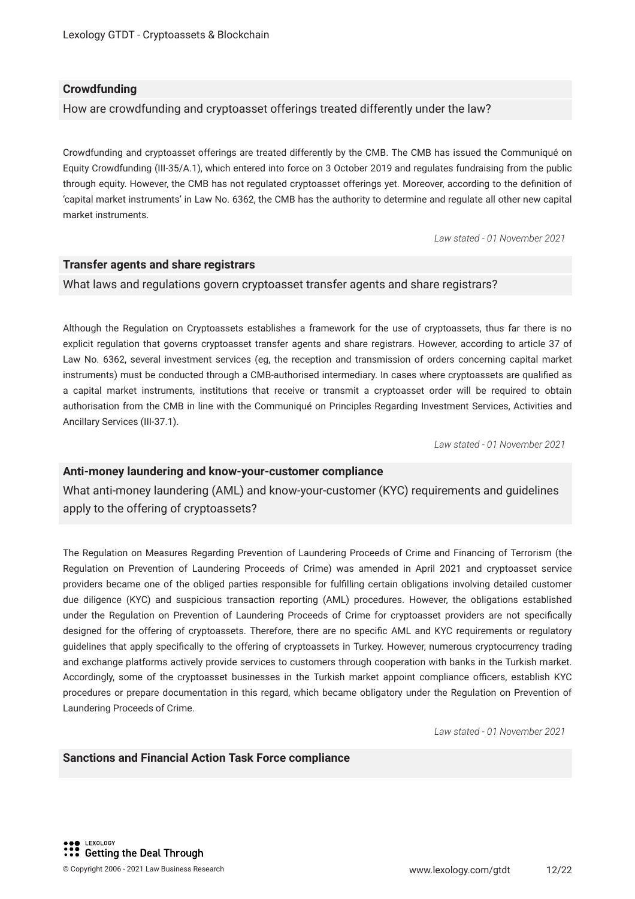### Crowdfunding

How are crowdfunding and cryptoasset offerings treated differently under the law?

Crowdfunding and cryptoasset offerings are treated differently by the CMB. The CMB has issued the Communiqué on Equity Crowdfunding (III-35/A.1), which entered into force on 3 October 2019 and regulates fundraising from the public through equity. However, the CMB has not regulated cryptoasset offerings yet. Moreover, according to the definition of 'capital market instruments' in Law No. 6362, the CMB has the authority to determine and regulate all other new capital market instruments.

*Law stated - 01 November 2021*

### Transfer agents and share registrars

What laws and regulations govern cryptoasset transfer agents and share registrars?

Although the Regulation on Cryptoassets establishes a framework for the use of cryptoassets, thus far there is no explicit regulation that governs cryptoasset transfer agents and share registrars. However, according to article 37 of Law No. 6362, several investment services (eg, the reception and transmission of orders concerning capital market instruments) must be conducted through a CMB-authorised intermediary. In cases where cryptoassets are qualified as a capital market instruments, institutions that receive or transmit a cryptoasset order will be required to obtain authorisation from the CMB in line with the Communiqué on Principles Regarding Investment Services, Activities and Ancillary Services (III-37.1).

*Law stated - 01 November 2021*

### Anti-money laundering and know-your-customer compliance

What anti-money laundering (AML) and know-your-customer (KYC) requirements and guidelines apply to the offering of cryptoassets?

The Regulation on Measures Regarding Prevention of Laundering Proceeds of Crime and Financing of Terrorism (the Regulation on Prevention of Laundering Proceeds of Crime) was amended in April 2021 and cryptoasset service providers became one of the obliged parties responsible for fulfilling certain obligations involving detailed customer due diligence (KYC) and suspicious transaction reporting (AML) procedures. However, the obligations established under the Regulation on Prevention of Laundering Proceeds of Crime for cryptoasset providers are not specifically designed for the offering of cryptoassets. Therefore, there are no specific AML and KYC requirements or regulatory guidelines that apply specifically to the offering of cryptoassets in Turkey. However, numerous cryptocurrency trading and exchange platforms actively provide services to customers through cooperation with banks in the Turkish market. Accordingly, some of the cryptoasset businesses in the Turkish market appoint compliance officers, establish KYC procedures or prepare documentation in this regard, which became obligatory under the Regulation on Prevention of Laundering Proceeds of Crime.

*Law stated - 01 November 2021*

### Sanctions and Financial Action Task Force compliance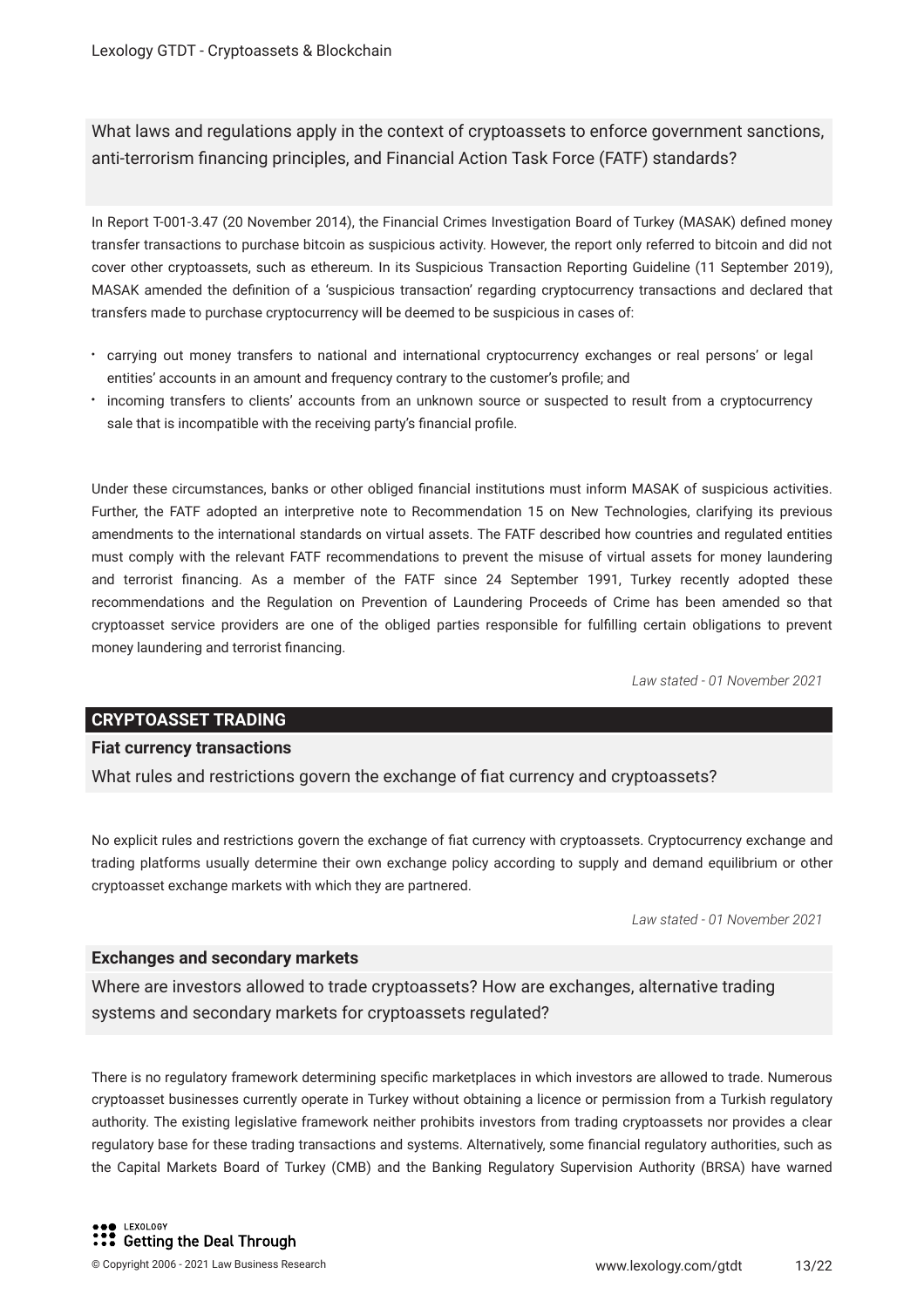What laws and regulations apply in the context of cryptoassets to enforce government sanctions, anti-terrorism financing principles, and Financial Action Task Force (FATF) standards?

In Report T-001-3.47 (20 November 2014), the Financial Crimes Investigation Board of Turkey (MASAK) defined money transfer transactions to purchase bitcoin as suspicious activity. However, the report only referred to bitcoin and did not cover other cryptoassets, such as ethereum. In its Suspicious Transaction Reporting Guideline (11 September 2019), MASAK amended the definition of a 'suspicious transaction' regarding cryptocurrency transactions and declared that transfers made to purchase cryptocurrency will be deemed to be suspicious in cases of:

- carrying out money transfers to national and international cryptocurrency exchanges or real persons' or legal entities' accounts in an amount and frequency contrary to the customer's profile; and
- incoming transfers to clients' accounts from an unknown source or suspected to result from a cryptocurrency sale that is incompatible with the receiving party's financial profile.

Under these circumstances, banks or other obliged financial institutions must inform MASAK of suspicious activities. Further, the FATF adopted an interpretive note to Recommendation 15 on New Technologies, clarifying its previous amendments to the international standards on virtual assets. The FATF described how countries and regulated entities must comply with the relevant FATF recommendations to prevent the misuse of virtual assets for money laundering and terrorist financing. As a member of the FATF since 24 September 1991, Turkey recently adopted these recommendations and the Regulation on Prevention of Laundering Proceeds of Crime has been amended so that cryptoasset service providers are one of the obliged parties responsible for fulfilling certain obligations to prevent money laundering and terrorist financing.

*Law stated - 01 November 2021*

## CRYPTOASSET TRADING

### Fiat currency transactions

What rules and restrictions govern the exchange of fiat currency and cryptoassets?

No explicit rules and restrictions govern the exchange of fiat currency with cryptoassets. Cryptocurrency exchange and trading platforms usually determine their own exchange policy according to supply and demand equilibrium or other cryptoasset exchange markets with which they are partnered.

*Law stated - 01 November 2021*

### Exchanges and secondary markets

Where are investors allowed to trade cryptoassets? How are exchanges, alternative trading systems and secondary markets for cryptoassets regulated?

There is no regulatory framework determining specific marketplaces in which investors are allowed to trade. Numerous cryptoasset businesses currently operate in Turkey without obtaining a licence or permission from a Turkish regulatory authority. The existing legislative framework neither prohibits investors from trading cryptoassets nor provides a clear regulatory base for these trading transactions and systems. Alternatively, some financial regulatory authorities, such as the Capital Markets Board of Turkey (CMB) and the Banking Regulatory Supervision Authority (BRSA) have warned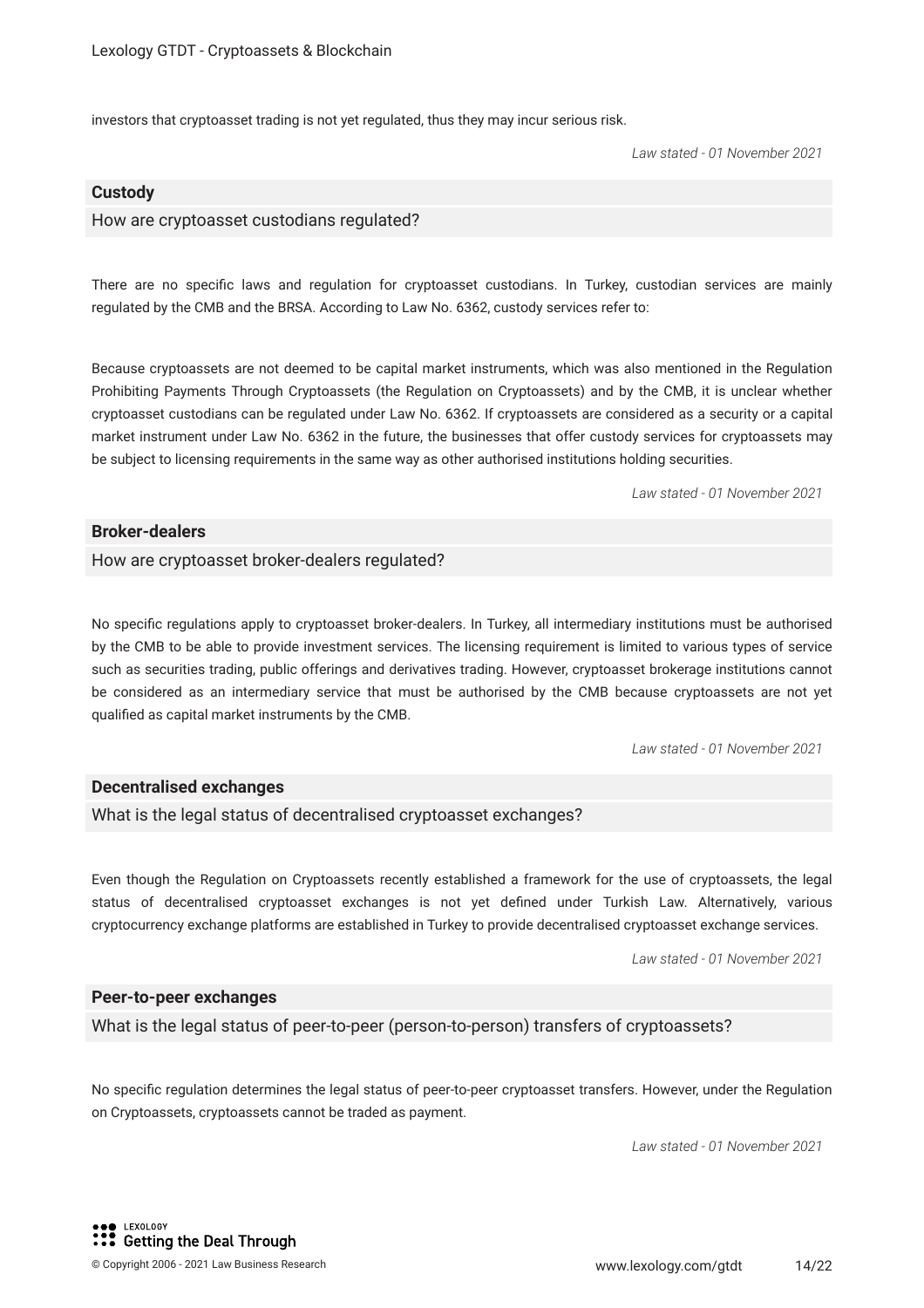investors that cryptoasset trading is not yet regulated, thus they may incur serious risk.

*Law stated - 01 November 2021*

## Custody

How are cryptoasset custodians regulated?

There are no specific laws and regulation for cryptoasset custodians. In Turkey, custodian services are mainly regulated by the CMB and the BRSA. According to Law No. 6362, custody services refer to:

Because cryptoassets are not deemed to be capital market instruments, which was also mentioned in the Regulation Prohibiting Payments Through Cryptoassets (the Regulation on Cryptoassets) and by the CMB, it is unclear whether cryptoasset custodians can be regulated under Law No. 6362. If cryptoassets are considered as a security or a capital market instrument under Law No. 6362 in the future, the businesses that offer custody services for cryptoassets may be subject to licensing requirements in the same way as other authorised institutions holding securities.

*Law stated - 01 November 2021*

## Broker-dealers

How are cryptoasset broker-dealers regulated?

No specific regulations apply to cryptoasset broker-dealers. In Turkey, all intermediary institutions must be authorised by the CMB to be able to provide investment services. The licensing requirement is limited to various types of service such as securities trading, public offerings and derivatives trading. However, cryptoasset brokerage institutions cannot be considered as an intermediary service that must be authorised by the CMB because cryptoassets are not yet qualified as capital market instruments by the CMB.

*Law stated - 01 November 2021*

## Decentralised exchanges

What is the legal status of decentralised cryptoasset exchanges?

Even though the Regulation on Cryptoassets recently established a framework for the use of cryptoassets, the legal status of decentralised cryptoasset exchanges is not yet defined under Turkish Law. Alternatively, various cryptocurrency exchange platforms are established in Turkey to provide decentralised cryptoasset exchange services.

*Law stated - 01 November 2021*

## Peer-to-peer exchanges

What is the legal status of peer-to-peer (person-to-person) transfers of cryptoassets?

No specific regulation determines the legal status of peer-to-peer cryptoasset transfers. However, under the Regulation on Cryptoassets, cryptoassets cannot be traded as payment.

*Law stated - 01 November 2021*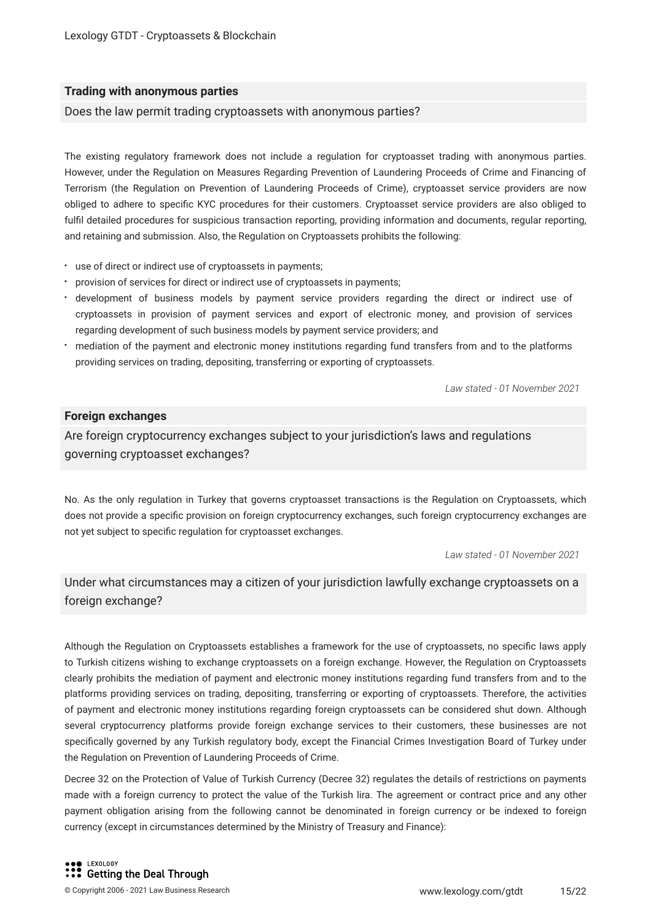### Trading with anonymous parties

Does the law permit trading cryptoassets with anonymous parties?

The existing regulatory framework does not include a regulation for cryptoasset trading with anonymous parties. However, under the Regulation on Measures Regarding Prevention of Laundering Proceeds of Crime and Financing of Terrorism (the Regulation on Prevention of Laundering Proceeds of Crime), cryptoasset service providers are now obliged to adhere to specific KYC procedures for their customers. Cryptoasset service providers are also obliged to fulfil detailed procedures for suspicious transaction reporting, providing information and documents, regular reporting, and retaining and submission. Also, the Regulation on Cryptoassets prohibits the following:

- use of direct or indirect use of cryptoassets in payments;
- provision of services for direct or indirect use of cryptoassets in payments;
- development of business models by payment service providers regarding the direct or indirect use of cryptoassets in provision of payment services and export of electronic money, and provision of services regarding development of such business models by payment service providers; and
- mediation of the payment and electronic money institutions regarding fund transfers from and to the platforms providing services on trading, depositing, transferring or exporting of cryptoassets.

*Law stated - 01 November 2021*

### Foreign exchanges

Are foreign cryptocurrency exchanges subject to your jurisdiction's laws and regulations governing cryptoasset exchanges?

No. As the only regulation in Turkey that governs cryptoasset transactions is the Regulation on Cryptoassets, which does not provide a specific provision on foreign cryptocurrency exchanges, such foreign cryptocurrency exchanges are not yet subject to specific regulation for cryptoasset exchanges.

*Law stated - 01 November 2021*

Under what circumstances may a citizen of your jurisdiction lawfully exchange cryptoassets on a foreign exchange?

Although the Regulation on Cryptoassets establishes a framework for the use of cryptoassets, no specific laws apply to Turkish citizens wishing to exchange cryptoassets on a foreign exchange. However, the Regulation on Cryptoassets clearly prohibits the mediation of payment and electronic money institutions regarding fund transfers from and to the platforms providing services on trading, depositing, transferring or exporting of cryptoassets. Therefore, the activities of payment and electronic money institutions regarding foreign cryptoassets can be considered shut down. Although several cryptocurrency platforms provide foreign exchange services to their customers, these businesses are not specifically governed by any Turkish regulatory body, except the Financial Crimes Investigation Board of Turkey under the Regulation on Prevention of Laundering Proceeds of Crime.

Decree 32 on the Protection of Value of Turkish Currency (Decree 32) regulates the details of restrictions on payments made with a foreign currency to protect the value of the Turkish lira. The agreement or contract price and any other payment obligation arising from the following cannot be denominated in foreign currency or be indexed to foreign currency (except in circumstances determined by the Ministry of Treasury and Finance):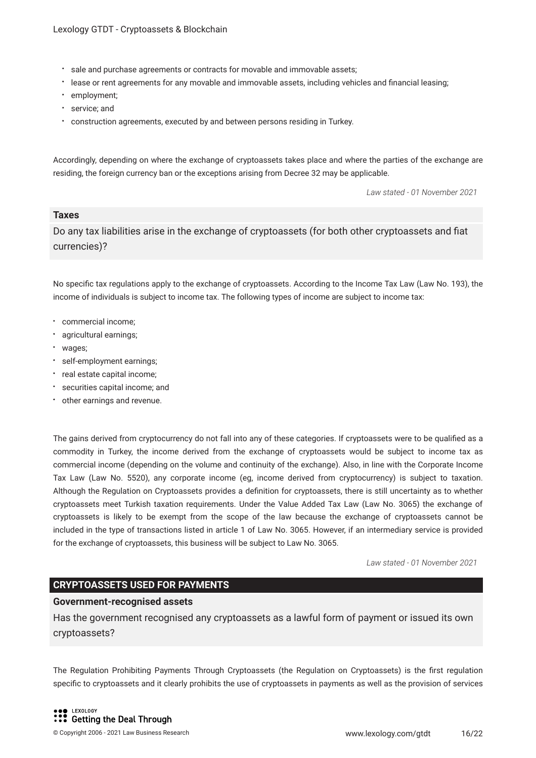- sale and purchase agreements or contracts for movable and immovable assets;
- lease or rent agreements for any movable and immovable assets, including vehicles and financial leasing;
- employment;
- service; and
- construction agreements, executed by and between persons residing in Turkey.

Accordingly, depending on where the exchange of cryptoassets takes place and where the parties of the exchange are residing, the foreign currency ban or the exceptions arising from Decree 32 may be applicable.

*Law stated - 01 November 2021*

### Taxes

Do any tax liabilities arise in the exchange of cryptoassets (for both other cryptoassets and fiat currencies)?

No specific tax regulations apply to the exchange of cryptoassets. According to the Income Tax Law (Law No. 193), the income of individuals is subject to income tax. The following types of income are subject to income tax:

- commercial income;
- agricultural earnings;
- wages;
- self-employment earnings;
- real estate capital income;
- securities capital income; and
- other earnings and revenue.

The gains derived from cryptocurrency do not fall into any of these categories. If cryptoassets were to be qualified as a commodity in Turkey, the income derived from the exchange of cryptoassets would be subject to income tax as commercial income (depending on the volume and continuity of the exchange). Also, in line with the Corporate Income Tax Law (Law No. 5520), any corporate income (eg, income derived from cryptocurrency) is subject to taxation. Although the Regulation on Cryptoassets provides a definition for cryptoassets, there is still uncertainty as to whether cryptoassets meet Turkish taxation requirements. Under the Value Added Tax Law (Law No. 3065) the exchange of cryptoassets is likely to be exempt from the scope of the law because the exchange of cryptoassets cannot be included in the type of transactions listed in article 1 of Law No. 3065. However, if an intermediary service is provided for the exchange of cryptoassets, this business will be subject to Law No. 3065.

*Law stated - 01 November 2021*

## CRYPTOASSETS USED FOR PAYMENTS

### Government-recognised assets

Has the government recognised any cryptoassets as a lawful form of payment or issued its own cryptoassets?

The Regulation Prohibiting Payments Through Cryptoassets (the Regulation on Cryptoassets) is the first regulation specific to cryptoassets and it clearly prohibits the use of cryptoassets in payments as well as the provision of services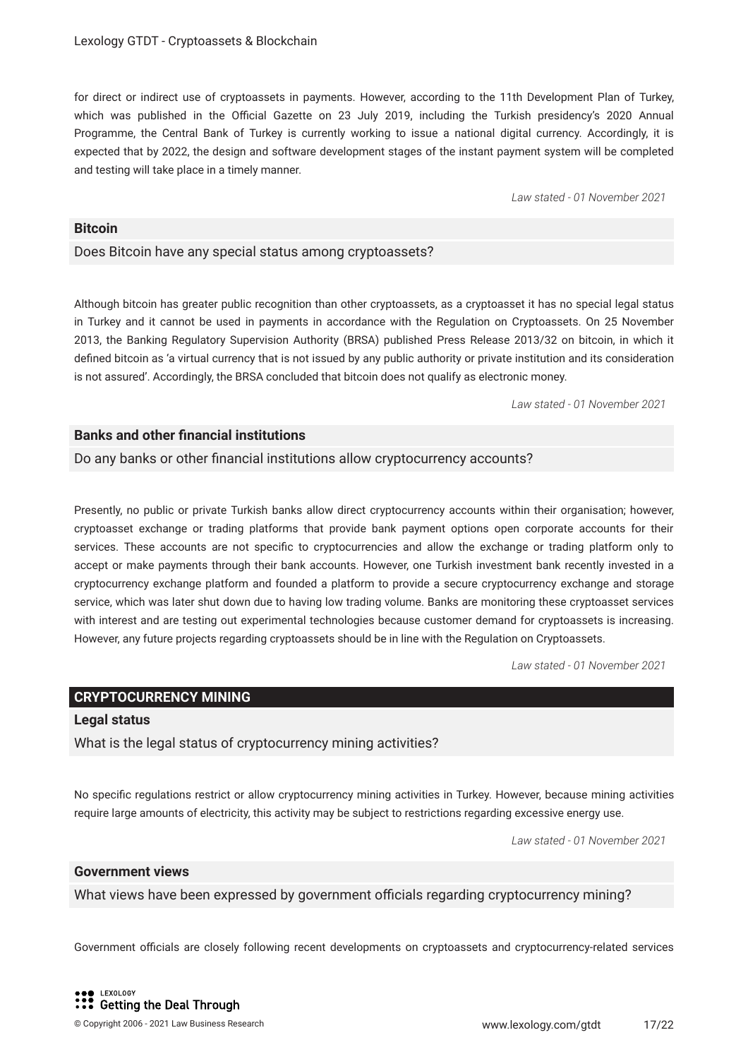for direct or indirect use of cryptoassets in payments. However, according to the 11th Development Plan of Turkey, which was published in the Official Gazette on 23 July 2019, including the Turkish presidency's 2020 Annual Programme, the Central Bank of Turkey is currently working to issue a national digital currency. Accordingly, it is expected that by 2022, the design and software development stages of the instant payment system will be completed and testing will take place in a timely manner.

*Law stated - 01 November 2021*

### Bitcoin

Does Bitcoin have any special status among cryptoassets?

Although bitcoin has greater public recognition than other cryptoassets, as a cryptoasset it has no special legal status in Turkey and it cannot be used in payments in accordance with the Regulation on Cryptoassets. On 25 November 2013, the Banking Regulatory Supervision Authority (BRSA) published Press Release 2013/32 on bitcoin, in which it defined bitcoin as 'a virtual currency that is not issued by any public authority or private institution and its consideration is not assured'. Accordingly, the BRSA concluded that bitcoin does not qualify as electronic money.

*Law stated - 01 November 2021*

### Banks and other financial institutions

Do any banks or other financial institutions allow cryptocurrency accounts?

Presently, no public or private Turkish banks allow direct cryptocurrency accounts within their organisation; however, cryptoasset exchange or trading platforms that provide bank payment options open corporate accounts for their services. These accounts are not specific to cryptocurrencies and allow the exchange or trading platform only to accept or make payments through their bank accounts. However, one Turkish investment bank recently invested in a cryptocurrency exchange platform and founded a platform to provide a secure cryptocurrency exchange and storage service, which was later shut down due to having low trading volume. Banks are monitoring these cryptoasset services with interest and are testing out experimental technologies because customer demand for cryptoassets is increasing. However, any future projects regarding cryptoassets should be in line with the Regulation on Cryptoassets.

*Law stated - 01 November 2021*

## CRYPTOCURRENCY MINING

### Legal status

What is the legal status of cryptocurrency mining activities?

No specific regulations restrict or allow cryptocurrency mining activities in Turkey. However, because mining activities require large amounts of electricity, this activity may be subject to restrictions regarding excessive energy use.

*Law stated - 01 November 2021*

### Government views

What views have been expressed by government officials regarding cryptocurrency mining?

Government officials are closely following recent developments on cryptoassets and cryptocurrency-related services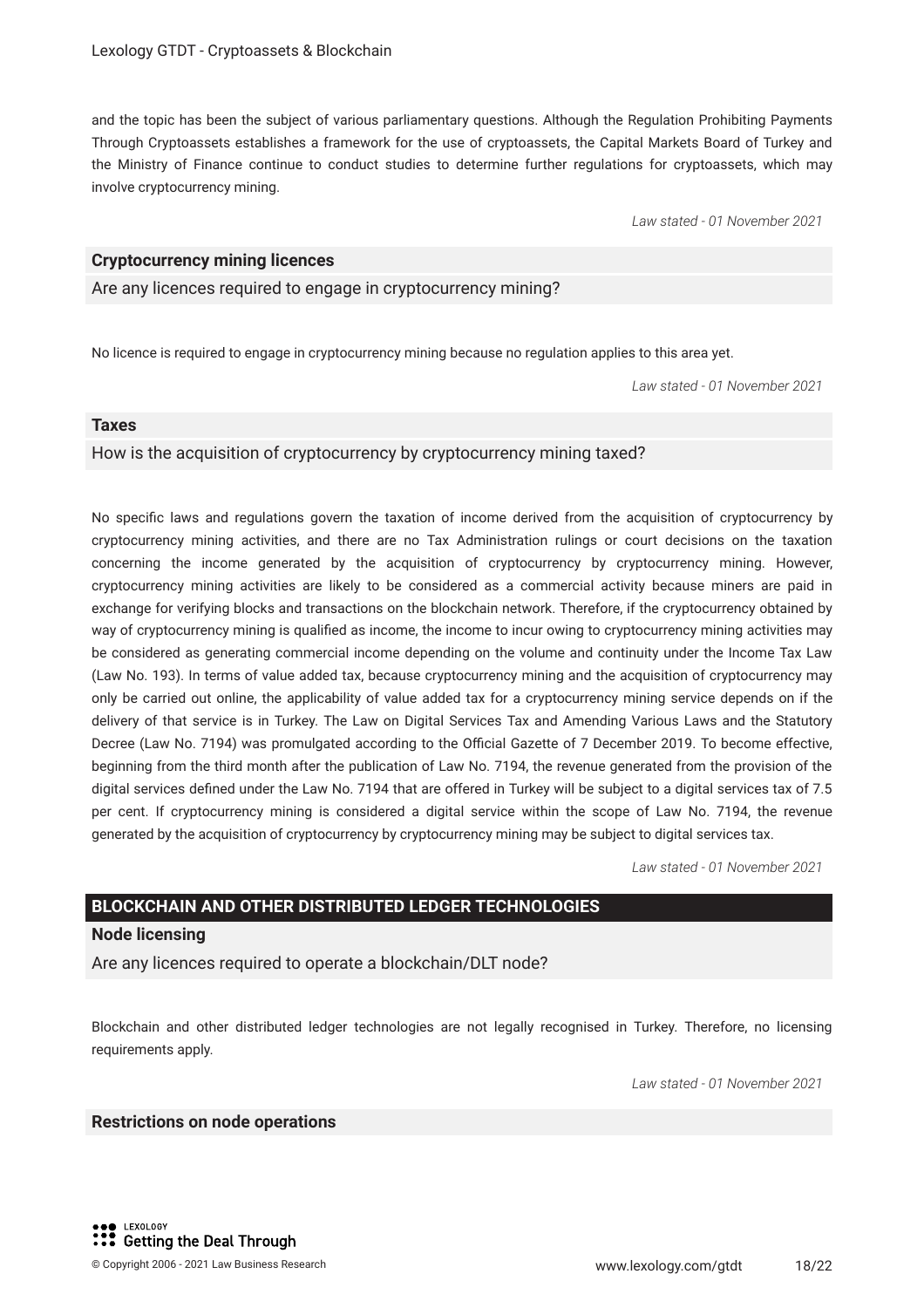and the topic has been the subject of various parliamentary questions. Although the Regulation Prohibiting Payments Through Cryptoassets establishes a framework for the use of cryptoassets, the Capital Markets Board of Turkey and the Ministry of Finance continue to conduct studies to determine further regulations for cryptoassets, which may involve cryptocurrency mining.

*Law stated - 01 November 2021*

### Cryptocurrency mining licences

Are any licences required to engage in cryptocurrency mining?

No licence is required to engage in cryptocurrency mining because no regulation applies to this area yet.

*Law stated - 01 November 2021*

### Taxes

How is the acquisition of cryptocurrency by cryptocurrency mining taxed?

No specific laws and regulations govern the taxation of income derived from the acquisition of cryptocurrency by cryptocurrency mining activities, and there are no Tax Administration rulings or court decisions on the taxation concerning the income generated by the acquisition of cryptocurrency by cryptocurrency mining. However, cryptocurrency mining activities are likely to be considered as a commercial activity because miners are paid in exchange for verifying blocks and transactions on the blockchain network. Therefore, if the cryptocurrency obtained by way of cryptocurrency mining is qualified as income, the income to incur owing to cryptocurrency mining activities may be considered as generating commercial income depending on the volume and continuity under the Income Tax Law (Law No. 193). In terms of value added tax, because cryptocurrency mining and the acquisition of cryptocurrency may only be carried out online, the applicability of value added tax for a cryptocurrency mining service depends on if the delivery of that service is in Turkey. The Law on Digital Services Tax and Amending Various Laws and the Statutory Decree (Law No. 7194) was promulgated according to the Official Gazette of 7 December 2019. To become effective, beginning from the third month after the publication of Law No. 7194, the revenue generated from the provision of the digital services defined under the Law No. 7194 that are offered in Turkey will be subject to a digital services tax of 7.5 per cent. If cryptocurrency mining is considered a digital service within the scope of Law No. 7194, the revenue generated by the acquisition of cryptocurrency by cryptocurrency mining may be subject to digital services tax.

*Law stated - 01 November 2021*

## BLOCKCHAIN AND OTHER DISTRIBUTED LEDGER TECHNOLOGIES

### Node licensing

Are any licences required to operate a blockchain/DLT node?

Blockchain and other distributed ledger technologies are not legally recognised in Turkey. Therefore, no licensing requirements apply.

*Law stated - 01 November 2021*

### Restrictions on node operations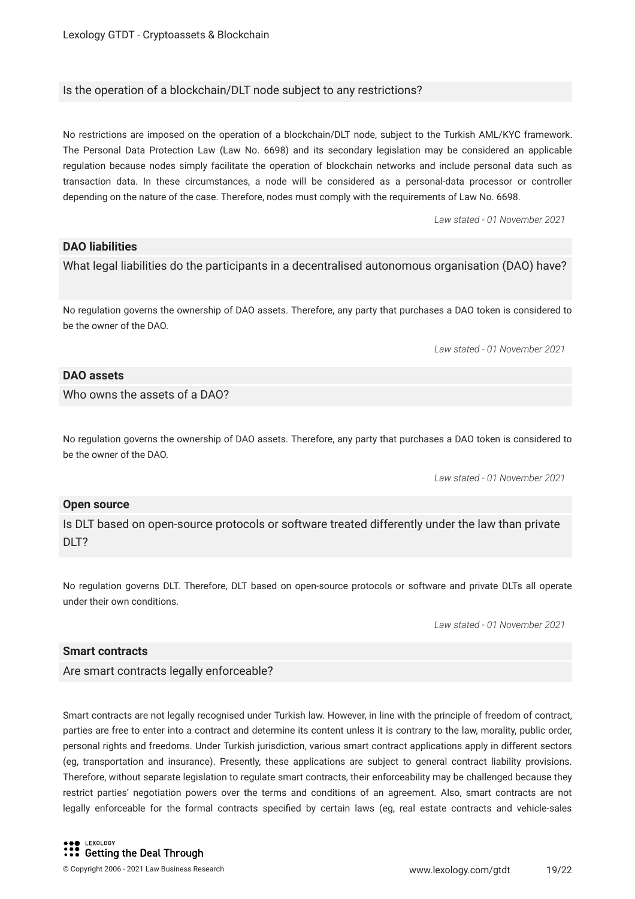Is the operation of a blockchain/DLT node subject to any restrictions?

No restrictions are imposed on the operation of a blockchain/DLT node, subject to the Turkish AML/KYC framework. The Personal Data Protection Law (Law No. 6698) and its secondary legislation may be considered an applicable regulation because nodes simply facilitate the operation of blockchain networks and include personal data such as transaction data. In these circumstances, a node will be considered as a personal-data processor or controller depending on the nature of the case. Therefore, nodes must comply with the requirements of Law No. 6698.

*Law stated - 01 November 2021*

**DAO liabilities**

What legal liabilities do the participants in a decentralised autonomous organisation (DAO) have?

No regulation governs the ownership of DAO assets. Therefore, any party that purchases a DAO token is considered to be the owner of the DAO.

*Law stated - 01 November 2021*

**DAO assets**

Who owns the assets of a DAO?

No regulation governs the ownership of DAO assets. Therefore, any party that purchases a DAO token is considered to be the owner of the DAO.

*Law stated - 01 November 2021*

**Open source**

Is DLT based on open-source protocols or software treated differently under the law than private DLT?

No regulation governs DLT. Therefore, DLT based on open-source protocols or software and private DLTs all operate under their own conditions.

*Law stated - 01 November 2021*

**Smart contracts**

Are smart contracts legally enforceable?

Smart contracts are not legally recognised under Turkish law. However, in line with the principle of freedom of contract, parties are free to enter into a contract and determine its content unless it is contrary to the law, morality, public order, personal rights and freedoms. Under Turkish jurisdiction, various smart contract applications apply in different sectors (eg, transportation and insurance). Presently, these applications are subject to general contract liability provisions. Therefore, without separate legislation to regulate smart contracts, their enforceability may be challenged because they restrict parties' negotiation powers over the terms and conditions of an agreement. Also, smart contracts are not legally enforceable for the formal contracts specified by certain laws (eg, real estate contracts and vehicle-sales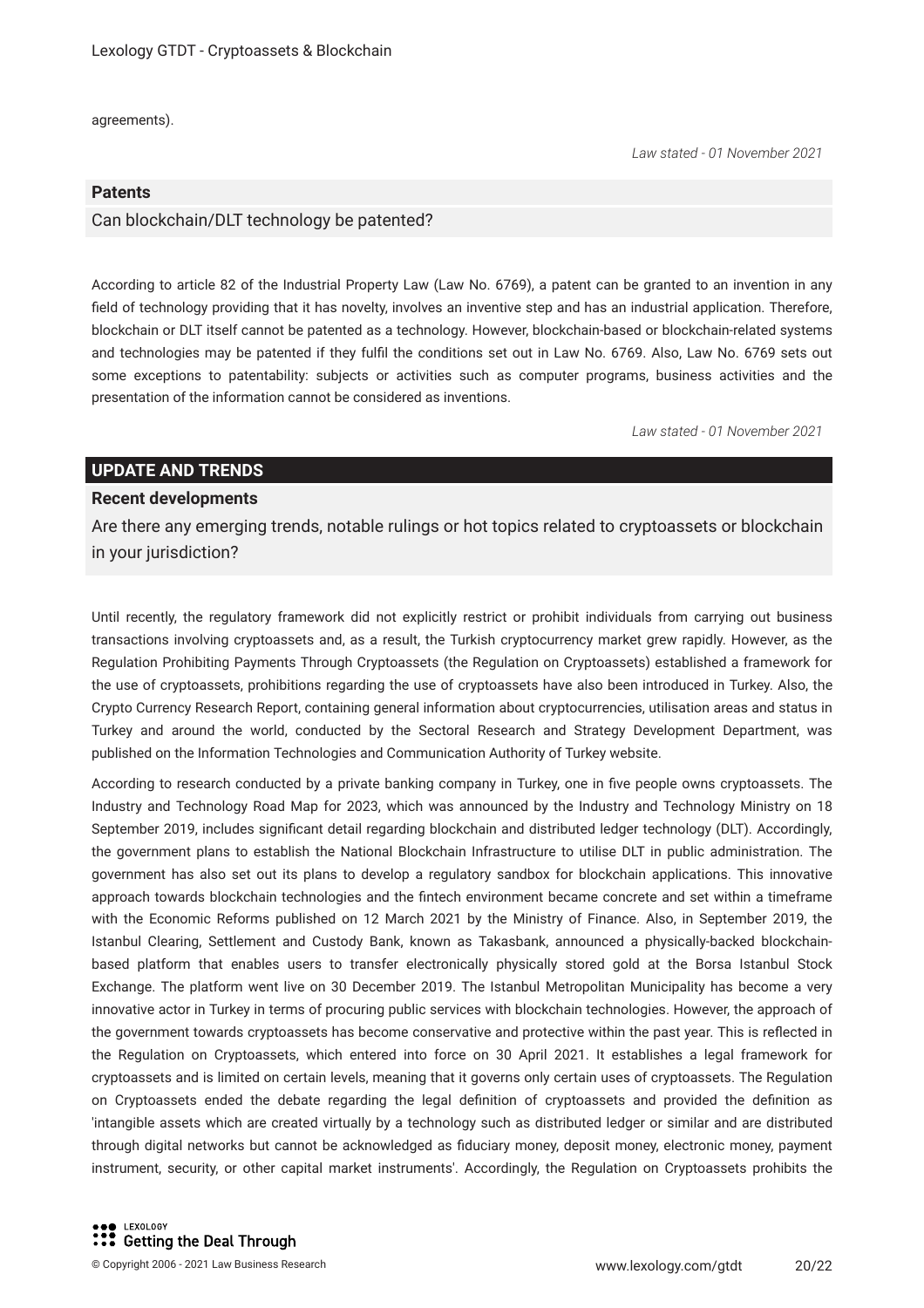agreements).

*Law stated - 01 November 2021*

### Patents

Can blockchain/DLT technology be patented?

According to article 82 of the Industrial Property Law (Law No. 6769), a patent can be granted to an invention in any field of technology providing that it has novelty, involves an inventive step and has an industrial application. Therefore, blockchain or DLT itself cannot be patented as a technology. However, blockchain-based or blockchain-related systems and technologies may be patented if they fulfil the conditions set out in Law No. 6769. Also, Law No. 6769 sets out some exceptions to patentability: subjects or activities such as computer programs, business activities and the presentation of the information cannot be considered as inventions.

*Law stated - 01 November 2021*

## UPDATE AND TRENDS

### Recent developments

Are there any emerging trends, notable rulings or hot topics related to cryptoassets or blockchain in your jurisdiction?

Until recently, the regulatory framework did not explicitly restrict or prohibit individuals from carrying out business transactions involving cryptoassets and, as a result, the Turkish cryptocurrency market grew rapidly. However, as the Regulation Prohibiting Payments Through Cryptoassets (the Regulation on Cryptoassets) established a framework for the use of cryptoassets, prohibitions regarding the use of cryptoassets have also been introduced in Turkey. Also, the Crypto Currency Research Report, containing general information about cryptocurrencies, utilisation areas and status in Turkey and around the world, conducted by the Sectoral Research and Strategy Development Department, was published on the Information Technologies and Communication Authority of Turkey website.

According to research conducted by a private banking company in Turkey, one in five people owns cryptoassets. The Industry and Technology Road Map for 2023, which was announced by the Industry and Technology Ministry on 18 September 2019, includes significant detail regarding blockchain and distributed ledger technology (DLT). Accordingly, the government plans to establish the National Blockchain Infrastructure to utilise DLT in public administration. The government has also set out its plans to develop a regulatory sandbox for blockchain applications. This innovative approach towards blockchain technologies and the fintech environment became concrete and set within a timeframe with the Economic Reforms published on 12 March 2021 by the Ministry of Finance. Also, in September 2019, the Istanbul Clearing, Settlement and Custody Bank, known as Takasbank, announced a physically-backed blockchain-based platform that enables users to transfer electronically physically stored gold at the Borsa Istanbul Stock Exchange. The platform went live on 30 December 2019. The Istanbul Metropolitan Municipality has become a very innovative actor in Turkey in terms of procuring public services with blockchain technologies. However, the approach of the government towards cryptoassets has become conservative and protective within the past year. This is reflected in the Regulation on Cryptoassets, which entered into force on 30 April 2021. It establishes a legal framework for cryptoassets and is limited on certain levels, meaning that it governs only certain uses of cryptoassets. The Regulation on Cryptoassets ended the debate regarding the legal definition of cryptoassets and provided the definition as 'intangible assets which are created virtually by a technology such as distributed ledger or similar and are distributed through digital networks but cannot be acknowledged as fiduciary money, deposit money, electronic money, payment instrument, security, or other capital market instruments'. Accordingly, the Regulation on Cryptoassets prohibits the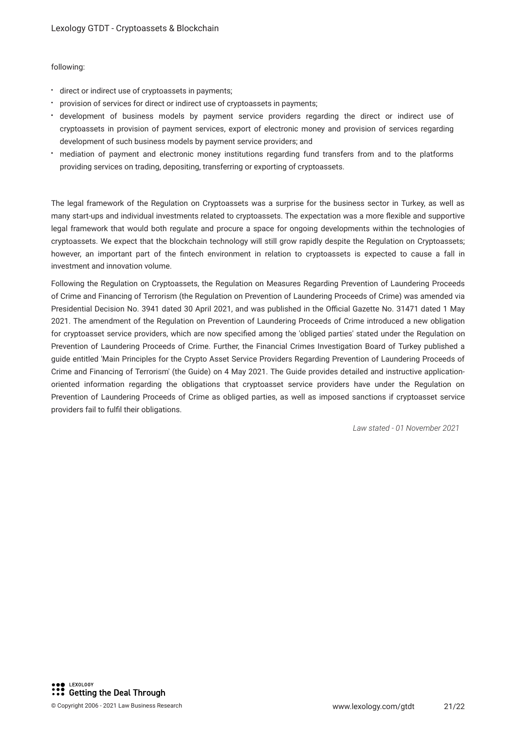following:

- direct or indirect use of cryptoassets in payments;
- provision of services for direct or indirect use of cryptoassets in payments;
- development of business models by payment service providers regarding the direct or indirect use of cryptoassets in provision of payment services, export of electronic money and provision of services regarding development of such business models by payment service providers; and
- mediation of payment and electronic money institutions regarding fund transfers from and to the platforms providing services on trading, depositing, transferring or exporting of cryptoassets.

The legal framework of the Regulation on Cryptoassets was a surprise for the business sector in Turkey, as well as many start-ups and individual investments related to cryptoassets. The expectation was a more flexible and supportive legal framework that would both regulate and procure a space for ongoing developments within the technologies of cryptoassets. We expect that the blockchain technology will still grow rapidly despite the Regulation on Cryptoassets; however, an important part of the fintech environment in relation to cryptoassets is expected to cause a fall in investment and innovation volume.

Following the Regulation on Cryptoassets, the Regulation on Measures Regarding Prevention of Laundering Proceeds of Crime and Financing of Terrorism (the Regulation on Prevention of Laundering Proceeds of Crime) was amended via Presidential Decision No. 3941 dated 30 April 2021, and was published in the Official Gazette No. 31471 dated 1 May 2021. The amendment of the Regulation on Prevention of Laundering Proceeds of Crime introduced a new obligation for cryptoasset service providers, which are now specified among the 'obliged parties' stated under the Regulation on Prevention of Laundering Proceeds of Crime. Further, the Financial Crimes Investigation Board of Turkey published a guide entitled 'Main Principles for the Crypto Asset Service Providers Regarding Prevention of Laundering Proceeds of Crime and Financing of Terrorism' (the Guide) on 4 May 2021. The Guide provides detailed and instructive application-oriented information regarding the obligations that cryptoasset service providers have under the Regulation on Prevention of Laundering Proceeds of Crime as obliged parties, as well as imposed sanctions if cryptoasset service providers fail to fulfil their obligations.

*Law stated - 01 November 2021*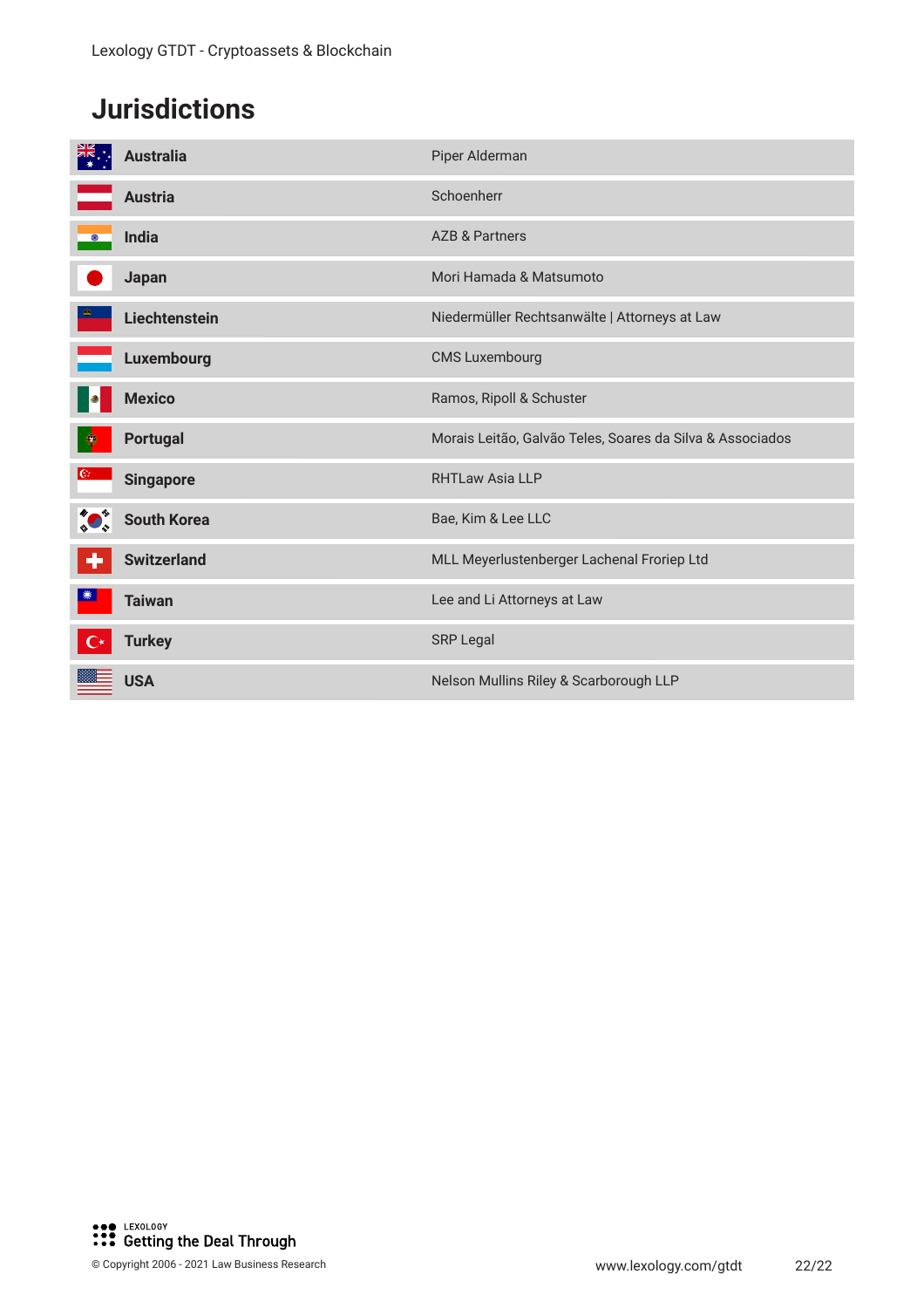# Jurisdictions

| | |
|---|---|
| **Australia** | Piper Alderman |
| **Austria** | Schoenherr |
| **India** | AZB & Partners |
| **Japan** | Mori Hamada & Matsumoto |
| **Liechtenstein** | Niedermüller Rechtsanwälte \| Attorneys at Law |
| **Luxembourg** | CMS Luxembourg |
| **Mexico** | Ramos, Ripoll & Schuster |
| **Portugal** | Morais Leitão, Galvão Teles, Soares da Silva & Associados |
| **Singapore** | RHTLaw Asia LLP |
| **South Korea** | Bae, Kim & Lee LLC |
| **Switzerland** | MLL Meyerlustenberger Lachenal Froriep Ltd |
| **Taiwan** | Lee and Li Attorneys at Law |
| **Turkey** | SRP Legal |
| **USA** | Nelson Mullins Riley & Scarborough LLP |